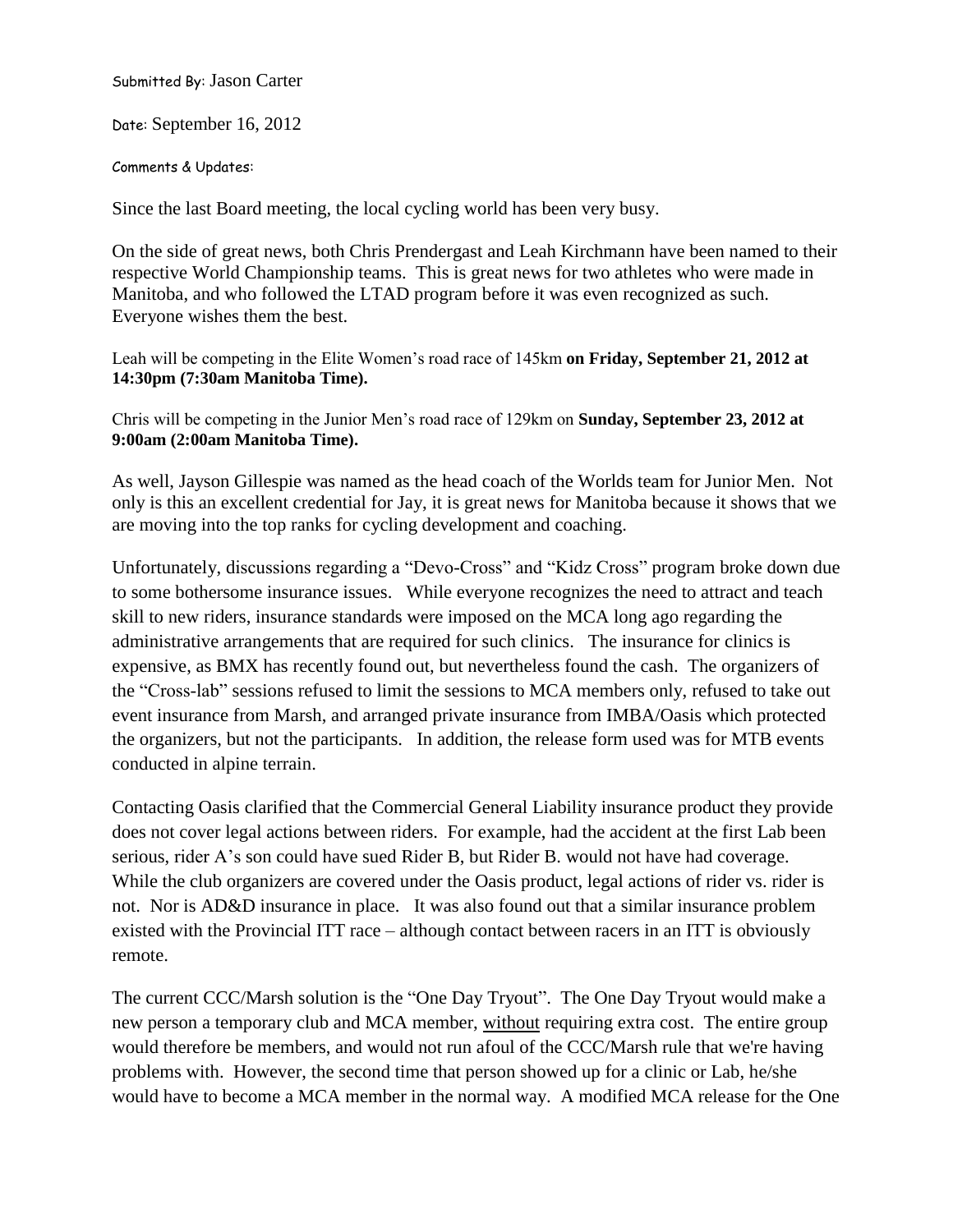Submitted By: Jason Carter

Date: September 16, 2012

Comments & Updates:

Since the last Board meeting, the local cycling world has been very busy.

On the side of great news, both Chris Prendergast and Leah Kirchmann have been named to their respective World Championship teams. This is great news for two athletes who were made in Manitoba, and who followed the LTAD program before it was even recognized as such. Everyone wishes them the best.

Leah will be competing in the Elite Women's road race of 145km **on Friday, September 21, 2012 at 14:30pm (7:30am Manitoba Time).**

Chris will be competing in the Junior Men's road race of 129km on **Sunday, September 23, 2012 at 9:00am (2:00am Manitoba Time).**

As well, Jayson Gillespie was named as the head coach of the Worlds team for Junior Men. Not only is this an excellent credential for Jay, it is great news for Manitoba because it shows that we are moving into the top ranks for cycling development and coaching.

Unfortunately, discussions regarding a "Devo-Cross" and "Kidz Cross" program broke down due to some bothersome insurance issues. While everyone recognizes the need to attract and teach skill to new riders, insurance standards were imposed on the MCA long ago regarding the administrative arrangements that are required for such clinics. The insurance for clinics is expensive, as BMX has recently found out, but nevertheless found the cash. The organizers of the "Cross-lab" sessions refused to limit the sessions to MCA members only, refused to take out event insurance from Marsh, and arranged private insurance from IMBA/Oasis which protected the organizers, but not the participants. In addition, the release form used was for MTB events conducted in alpine terrain.

Contacting Oasis clarified that the Commercial General Liability insurance product they provide does not cover legal actions between riders. For example, had the accident at the first Lab been serious, rider A's son could have sued Rider B, but Rider B. would not have had coverage. While the club organizers are covered under the Oasis product, legal actions of rider vs. rider is not. Nor is AD&D insurance in place. It was also found out that a similar insurance problem existed with the Provincial ITT race – although contact between racers in an ITT is obviously remote.

The current CCC/Marsh solution is the "One Day Tryout". The One Day Tryout would make a new person a temporary club and MCA member, <u>without</u> requiring extra cost. The entire group would therefore be members, and would not run afoul of the CCC/Marsh rule that we're having problems with. However, the second time that person showed up for a clinic or Lab, he/she would have to become a MCA member in the normal way. A modified MCA release for the One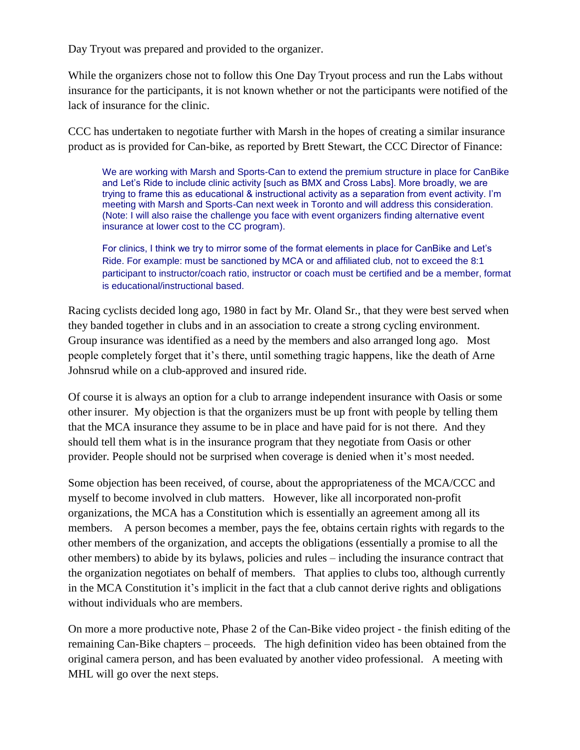Day Tryout was prepared and provided to the organizer.

While the organizers chose not to follow this One Day Tryout process and run the Labs without insurance for the participants, it is not known whether or not the participants were notified of the lack of insurance for the clinic.

CCC has undertaken to negotiate further with Marsh in the hopes of creating a similar insurance product as is provided for Can-bike, as reported by Brett Stewart, the CCC Director of Finance:

> We are working with Marsh and Sports-Can to extend the premium structure in place for CanBike and Let's Ride to include clinic activity [such as BMX and Cross Labs]. More broadly, we are trying to frame this as educational & instructional activity as a separation from event activity. I'm meeting with Marsh and Sports-Can next week in Toronto and will address this consideration. (Note: I will also raise the challenge you face with event organizers finding alternative event insurance at lower cost to the CC program).
>
> For clinics, I think we try to mirror some of the format elements in place for CanBike and Let's Ride. For example: must be sanctioned by MCA or and affiliated club, not to exceed the 8:1 participant to instructor/coach ratio, instructor or coach must be certified and be a member, format is educational/instructional based.

Racing cyclists decided long ago, 1980 in fact by Mr. Oland Sr., that they were best served when they banded together in clubs and in an association to create a strong cycling environment. Group insurance was identified as a need by the members and also arranged long ago. Most people completely forget that it's there, until something tragic happens, like the death of Arne Johnsrud while on a club-approved and insured ride.

Of course it is always an option for a club to arrange independent insurance with Oasis or some other insurer. My objection is that the organizers must be up front with people by telling them that the MCA insurance they assume to be in place and have paid for is not there. And they should tell them what is in the insurance program that they negotiate from Oasis or other provider. People should not be surprised when coverage is denied when it's most needed.

Some objection has been received, of course, about the appropriateness of the MCA/CCC and myself to become involved in club matters. However, like all incorporated non-profit organizations, the MCA has a Constitution which is essentially an agreement among all its members. A person becomes a member, pays the fee, obtains certain rights with regards to the other members of the organization, and accepts the obligations (essentially a promise to all the other members) to abide by its bylaws, policies and rules – including the insurance contract that the organization negotiates on behalf of members. That applies to clubs too, although currently in the MCA Constitution it's implicit in the fact that a club cannot derive rights and obligations without individuals who are members.

On more a more productive note, Phase 2 of the Can-Bike video project - the finish editing of the remaining Can-Bike chapters – proceeds. The high definition video has been obtained from the original camera person, and has been evaluated by another video professional. A meeting with MHL will go over the next steps.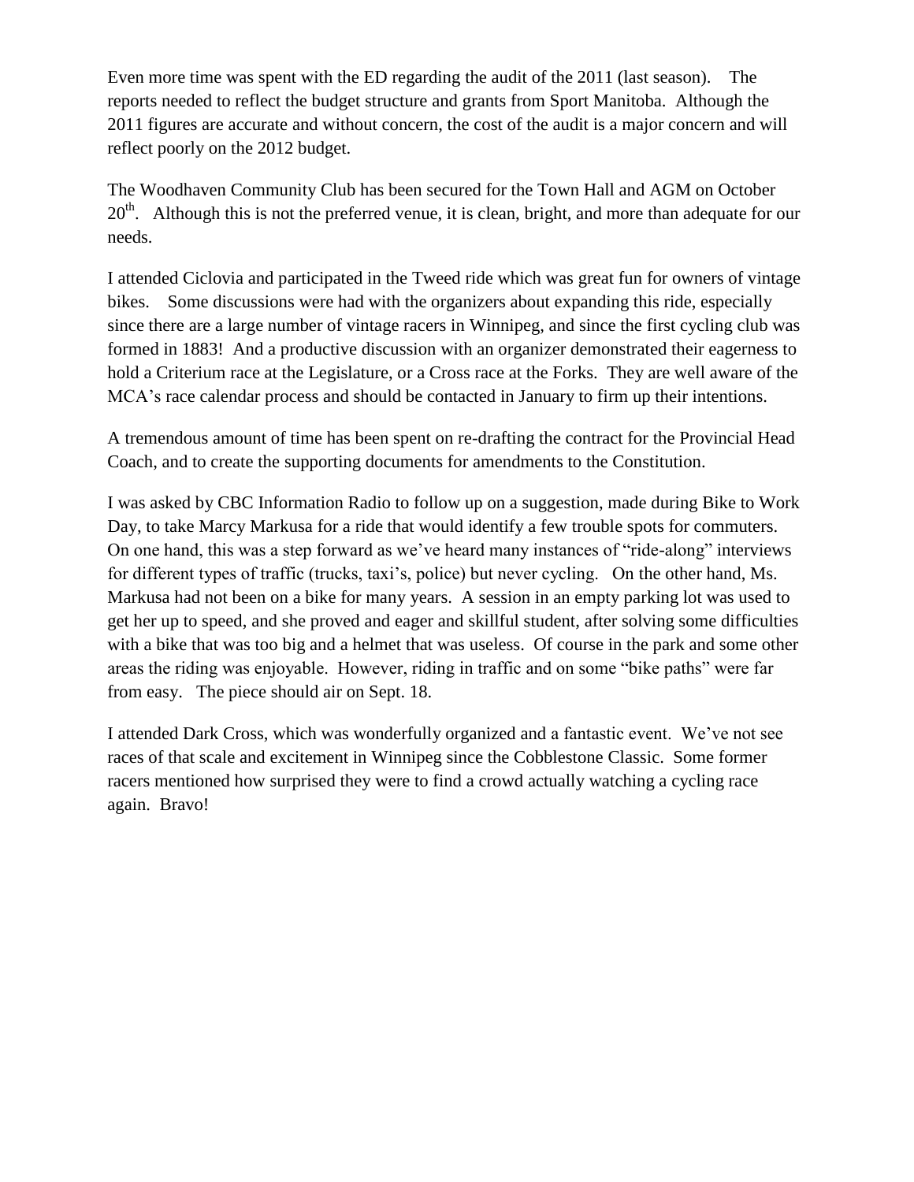Even more time was spent with the ED regarding the audit of the 2011 (last season). The reports needed to reflect the budget structure and grants from Sport Manitoba. Although the 2011 figures are accurate and without concern, the cost of the audit is a major concern and will reflect poorly on the 2012 budget.

The Woodhaven Community Club has been secured for the Town Hall and AGM on October 20th. Although this is not the preferred venue, it is clean, bright, and more than adequate for our needs.

I attended Ciclovia and participated in the Tweed ride which was great fun for owners of vintage bikes. Some discussions were had with the organizers about expanding this ride, especially since there are a large number of vintage racers in Winnipeg, and since the first cycling club was formed in 1883! And a productive discussion with an organizer demonstrated their eagerness to hold a Criterium race at the Legislature, or a Cross race at the Forks. They are well aware of the MCA's race calendar process and should be contacted in January to firm up their intentions.

A tremendous amount of time has been spent on re-drafting the contract for the Provincial Head Coach, and to create the supporting documents for amendments to the Constitution.

I was asked by CBC Information Radio to follow up on a suggestion, made during Bike to Work Day, to take Marcy Markusa for a ride that would identify a few trouble spots for commuters. On one hand, this was a step forward as we've heard many instances of "ride-along" interviews for different types of traffic (trucks, taxi's, police) but never cycling. On the other hand, Ms. Markusa had not been on a bike for many years. A session in an empty parking lot was used to get her up to speed, and she proved and eager and skillful student, after solving some difficulties with a bike that was too big and a helmet that was useless. Of course in the park and some other areas the riding was enjoyable. However, riding in traffic and on some "bike paths" were far from easy. The piece should air on Sept. 18.

I attended Dark Cross, which was wonderfully organized and a fantastic event. We've not see races of that scale and excitement in Winnipeg since the Cobblestone Classic. Some former racers mentioned how surprised they were to find a crowd actually watching a cycling race again. Bravo!